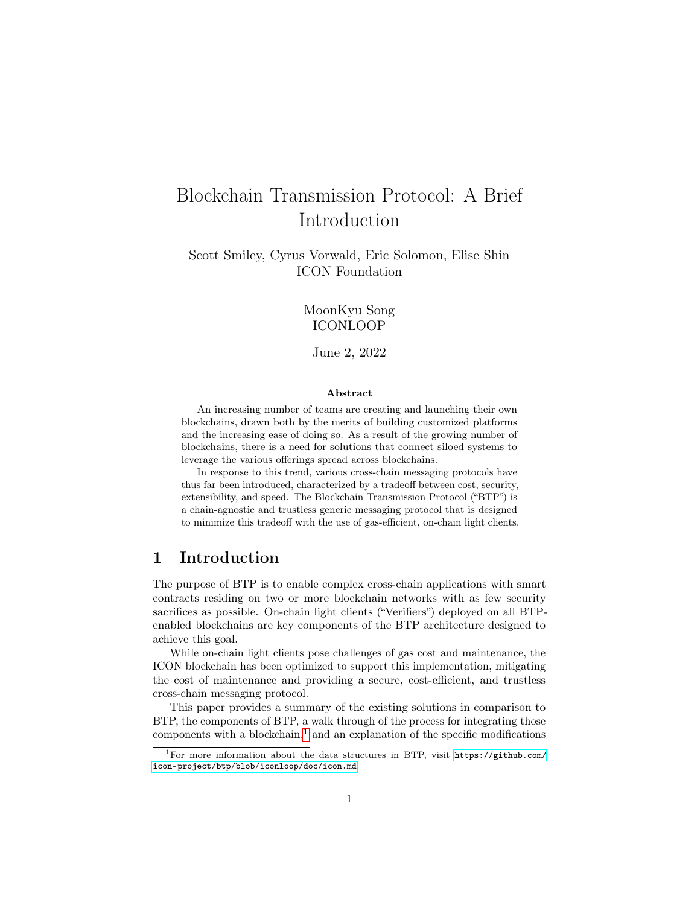# Blockchain Transmission Protocol: A Brief Introduction

Scott Smiley, Cyrus Vorwald, Eric Solomon, Elise Shin
ICON Foundation

MoonKyu Song
ICONLOOP

June 2, 2022

**Abstract**

An increasing number of teams are creating and launching their own blockchains, drawn both by the merits of building customized platforms and the increasing ease of doing so. As a result of the growing number of blockchains, there is a need for solutions that connect siloed systems to leverage the various offerings spread across blockchains.

In response to this trend, various cross-chain messaging protocols have thus far been introduced, characterized by a tradeoff between cost, security, extensibility, and speed. The Blockchain Transmission Protocol ("BTP") is a chain-agnostic and trustless generic messaging protocol that is designed to minimize this tradeoff with the use of gas-efficient, on-chain light clients.

## 1 Introduction

The purpose of BTP is to enable complex cross-chain applications with smart contracts residing on two or more blockchain networks with as few security sacrifices as possible. On-chain light clients ("Verifiers") deployed on all BTP-enabled blockchains are key components of the BTP architecture designed to achieve this goal.

While on-chain light clients pose challenges of gas cost and maintenance, the ICON blockchain has been optimized to support this implementation, mitigating the cost of maintenance and providing a secure, cost-efficient, and trustless cross-chain messaging protocol.

This paper provides a summary of the existing solutions in comparison to BTP, the components of BTP, a walk through of the process for integrating those components with a blockchain,[1] and an explanation of the specific modifications

[1] For more information about the data structures in BTP, visit https://github.com/icon-project/btp/blob/iconloop/doc/icon.md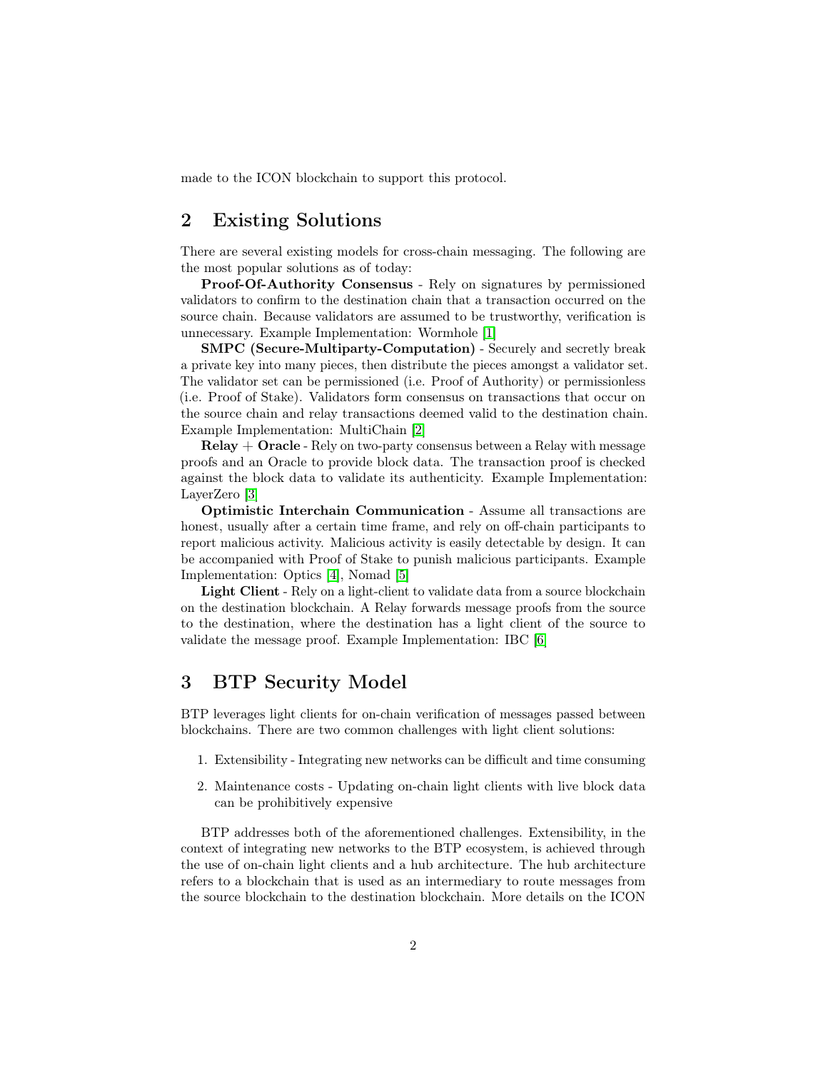made to the ICON blockchain to support this protocol.

## 2 Existing Solutions

There are several existing models for cross-chain messaging. The following are the most popular solutions as of today:

**Proof-Of-Authority Consensus** - Rely on signatures by permissioned validators to confirm to the destination chain that a transaction occurred on the source chain. Because validators are assumed to be trustworthy, verification is unnecessary. Example Implementation: Wormhole [1]

**SMPC (Secure-Multiparty-Computation)** - Securely and secretly break a private key into many pieces, then distribute the pieces amongst a validator set. The validator set can be permissioned (i.e. Proof of Authority) or permissionless (i.e. Proof of Stake). Validators form consensus on transactions that occur on the source chain and relay transactions deemed valid to the destination chain. Example Implementation: MultiChain [2]

**Relay + Oracle** - Rely on two-party consensus between a Relay with message proofs and an Oracle to provide block data. The transaction proof is checked against the block data to validate its authenticity. Example Implementation: LayerZero [3]

**Optimistic Interchain Communication** - Assume all transactions are honest, usually after a certain time frame, and rely on off-chain participants to report malicious activity. Malicious activity is easily detectable by design. It can be accompanied with Proof of Stake to punish malicious participants. Example Implementation: Optics [4], Nomad [5]

**Light Client** - Rely on a light-client to validate data from a source blockchain on the destination blockchain. A Relay forwards message proofs from the source to the destination, where the destination has a light client of the source to validate the message proof. Example Implementation: IBC [6]

## 3 BTP Security Model

BTP leverages light clients for on-chain verification of messages passed between blockchains. There are two common challenges with light client solutions:

1. Extensibility - Integrating new networks can be difficult and time consuming
2. Maintenance costs - Updating on-chain light clients with live block data can be prohibitively expensive

BTP addresses both of the aforementioned challenges. Extensibility, in the context of integrating new networks to the BTP ecosystem, is achieved through the use of on-chain light clients and a hub architecture. The hub architecture refers to a blockchain that is used as an intermediary to route messages from the source blockchain to the destination blockchain. More details on the ICON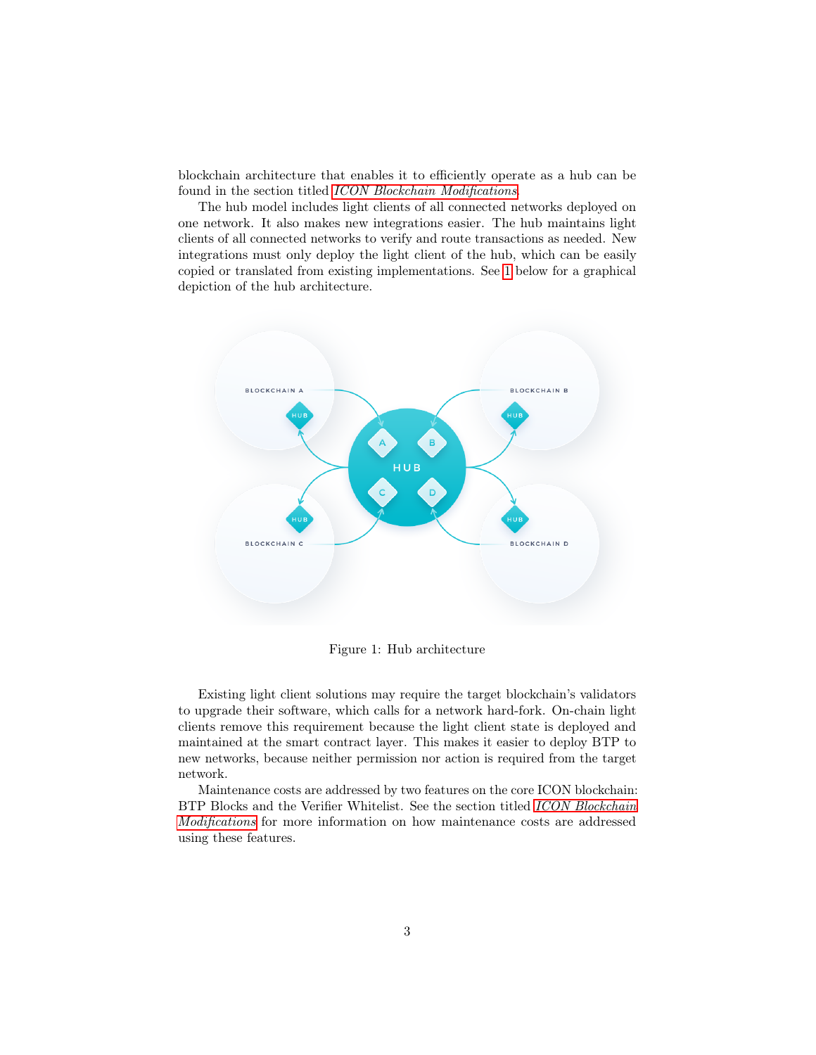blockchain architecture that enables it to efficiently operate as a hub can be found in the section titled *ICON Blockchain Modifications*.

The hub model includes light clients of all connected networks deployed on one network. It also makes new integrations easier. The hub maintains light clients of all connected networks to verify and route transactions as needed. New integrations must only deploy the light client of the hub, which can be easily copied or translated from existing implementations. See 1 below for a graphical depiction of the hub architecture.

Figure 1: Hub architecture

Existing light client solutions may require the target blockchain's validators to upgrade their software, which calls for a network hard-fork. On-chain light clients remove this requirement because the light client state is deployed and maintained at the smart contract layer. This makes it easier to deploy BTP to new networks, because neither permission nor action is required from the target network.

Maintenance costs are addressed by two features on the core ICON blockchain: BTP Blocks and the Verifier Whitelist. See the section titled *ICON Blockchain Modifications* for more information on how maintenance costs are addressed using these features.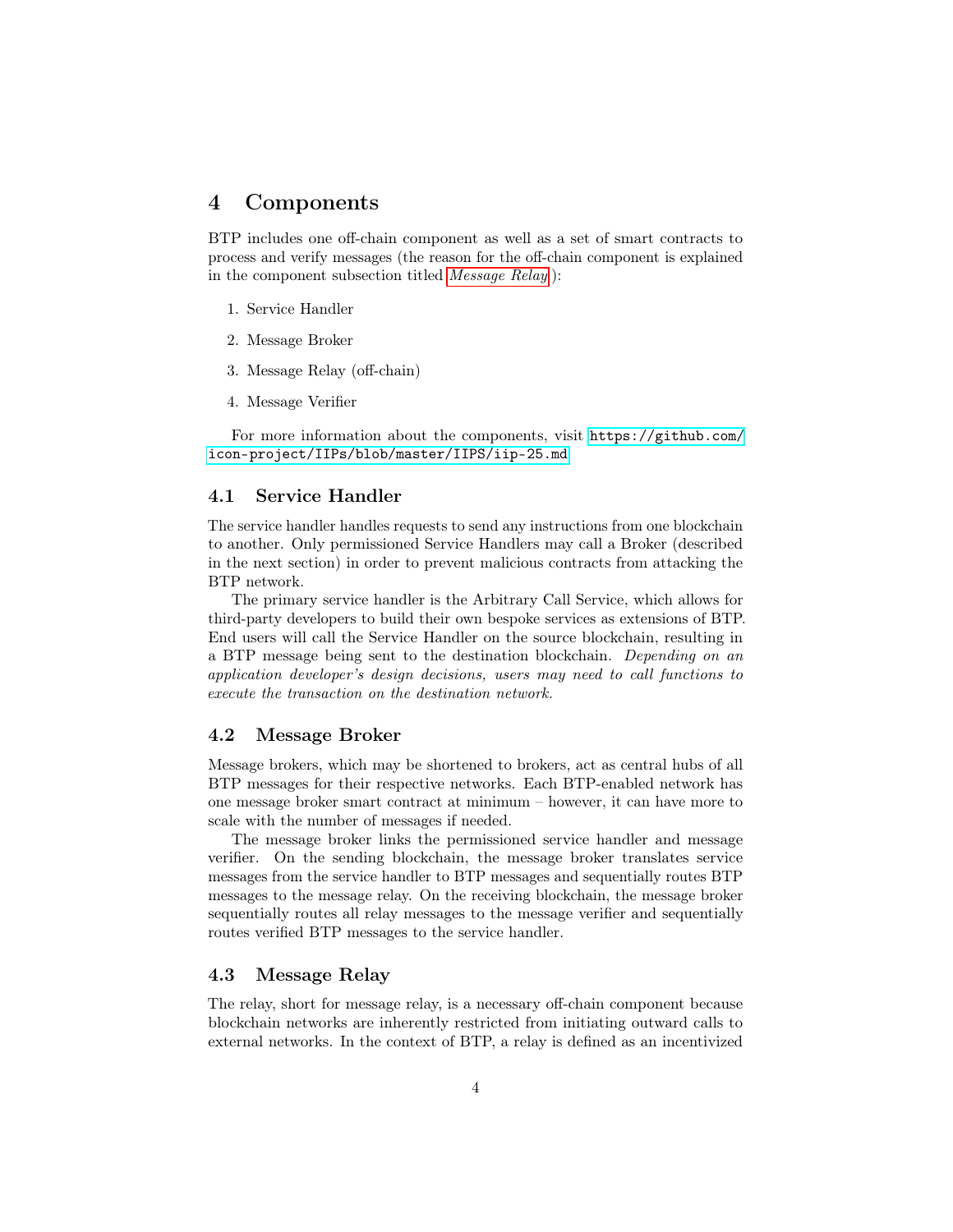# 4 Components

BTP includes one off-chain component as well as a set of smart contracts to process and verify messages (the reason for the off-chain component is explained in the component subsection titled *Message Relay*):

1. Service Handler
2. Message Broker
3. Message Relay (off-chain)
4. Message Verifier

For more information about the components, visit `https://github.com/icon-project/IIPs/blob/master/IIPS/iip-25.md`

## 4.1 Service Handler

The service handler handles requests to send any instructions from one blockchain to another. Only permissioned Service Handlers may call a Broker (described in the next section) in order to prevent malicious contracts from attacking the BTP network.

The primary service handler is the Arbitrary Call Service, which allows for third-party developers to build their own bespoke services as extensions of BTP. End users will call the Service Handler on the source blockchain, resulting in a BTP message being sent to the destination blockchain. *Depending on an application developer's design decisions, users may need to call functions to execute the transaction on the destination network.*

## 4.2 Message Broker

Message brokers, which may be shortened to brokers, act as central hubs of all BTP messages for their respective networks. Each BTP-enabled network has one message broker smart contract at minimum – however, it can have more to scale with the number of messages if needed.

The message broker links the permissioned service handler and message verifier. On the sending blockchain, the message broker translates service messages from the service handler to BTP messages and sequentially routes BTP messages to the message relay. On the receiving blockchain, the message broker sequentially routes all relay messages to the message verifier and sequentially routes verified BTP messages to the service handler.

## 4.3 Message Relay

The relay, short for message relay, is a necessary off-chain component because blockchain networks are inherently restricted from initiating outward calls to external networks. In the context of BTP, a relay is defined as an incentivized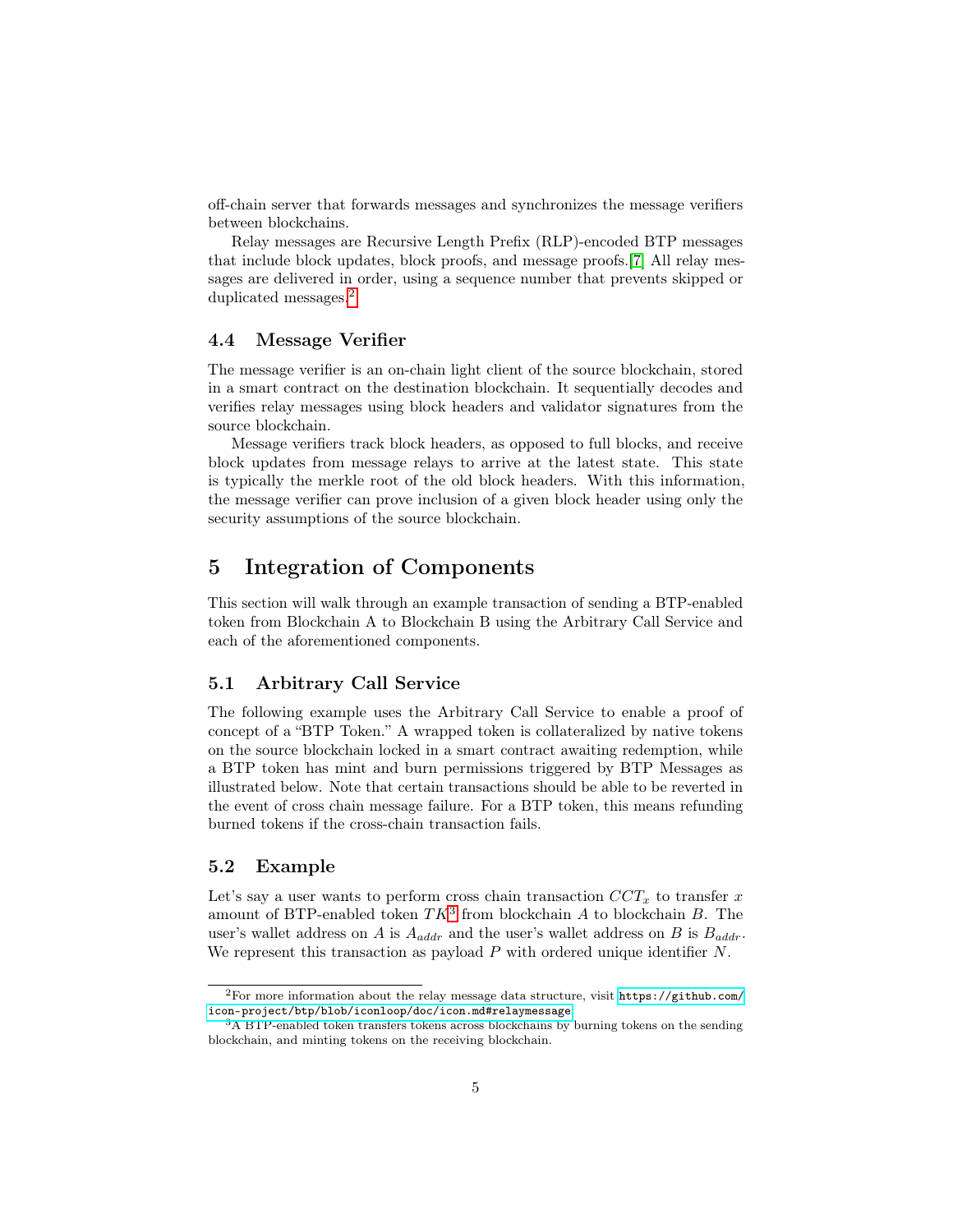off-chain server that forwards messages and synchronizes the message verifiers between blockchains.

Relay messages are Recursive Length Prefix (RLP)-encoded BTP messages that include block updates, block proofs, and message proofs.[7] All relay messages are delivered in order, using a sequence number that prevents skipped or duplicated messages.[2]

### 4.4 Message Verifier

The message verifier is an on-chain light client of the source blockchain, stored in a smart contract on the destination blockchain. It sequentially decodes and verifies relay messages using block headers and validator signatures from the source blockchain.

Message verifiers track block headers, as opposed to full blocks, and receive block updates from message relays to arrive at the latest state. This state is typically the merkle root of the old block headers. With this information, the message verifier can prove inclusion of a given block header using only the security assumptions of the source blockchain.

## 5 Integration of Components

This section will walk through an example transaction of sending a BTP-enabled token from Blockchain A to Blockchain B using the Arbitrary Call Service and each of the aforementioned components.

### 5.1 Arbitrary Call Service

The following example uses the Arbitrary Call Service to enable a proof of concept of a "BTP Token." A wrapped token is collateralized by native tokens on the source blockchain locked in a smart contract awaiting redemption, while a BTP token has mint and burn permissions triggered by BTP Messages as illustrated below. Note that certain transactions should be able to be reverted in the event of cross chain message failure. For a BTP token, this means refunding burned tokens if the cross-chain transaction fails.

### 5.2 Example

Let's say a user wants to perform cross chain transaction $CCT_x$ to transfer $x$ amount of BTP-enabled token $TK$[3] from blockchain $A$ to blockchain $B$. The user's wallet address on $A$ is $A_{addr}$ and the user's wallet address on $B$ is $B_{addr}$. We represent this transaction as payload $P$ with ordered unique identifier $N$.

---

[2] For more information about the relay message data structure, visit https://github.com/icon-project/btp/blob/iconloop/doc/icon.md#relaymessage

[3] A BTP-enabled token transfers tokens across blockchains by burning tokens on the sending blockchain, and minting tokens on the receiving blockchain.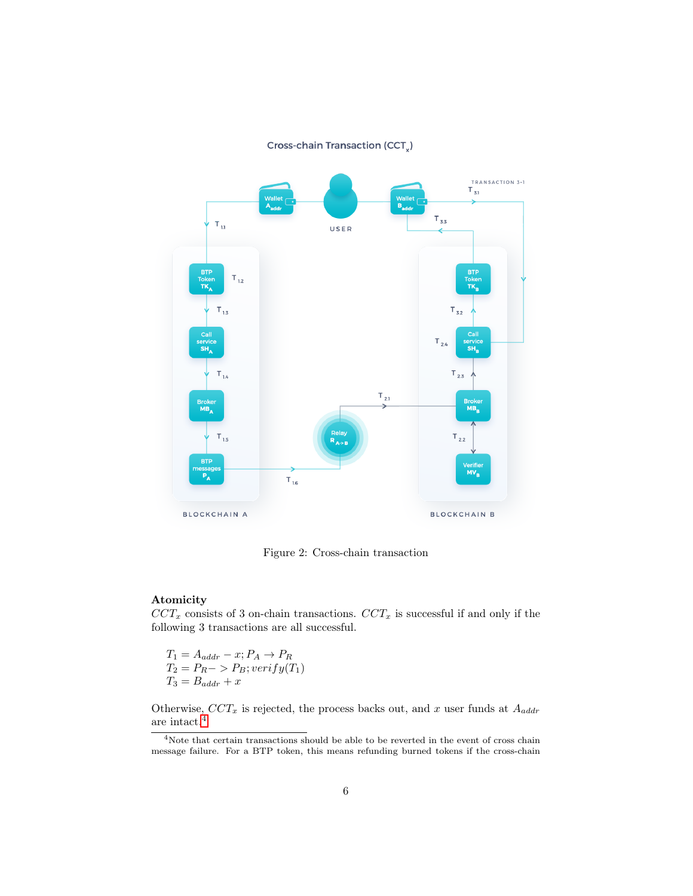Figure 2: Cross-chain transaction

**Atomicity**

$CCT_x$ consists of 3 on-chain transactions. $CCT_x$ is successful if and only if the following 3 transactions are all successful.

$T_1 = A_{addr} - x; P_A \rightarrow P_R$
$T_2 = P_R -> P_B; verify(T_1)$
$T_3 = B_{addr} + x$

Otherwise, $CCT_x$ is rejected, the process backs out, and $x$ user funds at $A_{addr}$ are intact.[4]

[4]Note that certain transactions should be able to be reverted in the event of cross chain message failure. For a BTP token, this means refunding burned tokens if the cross-chain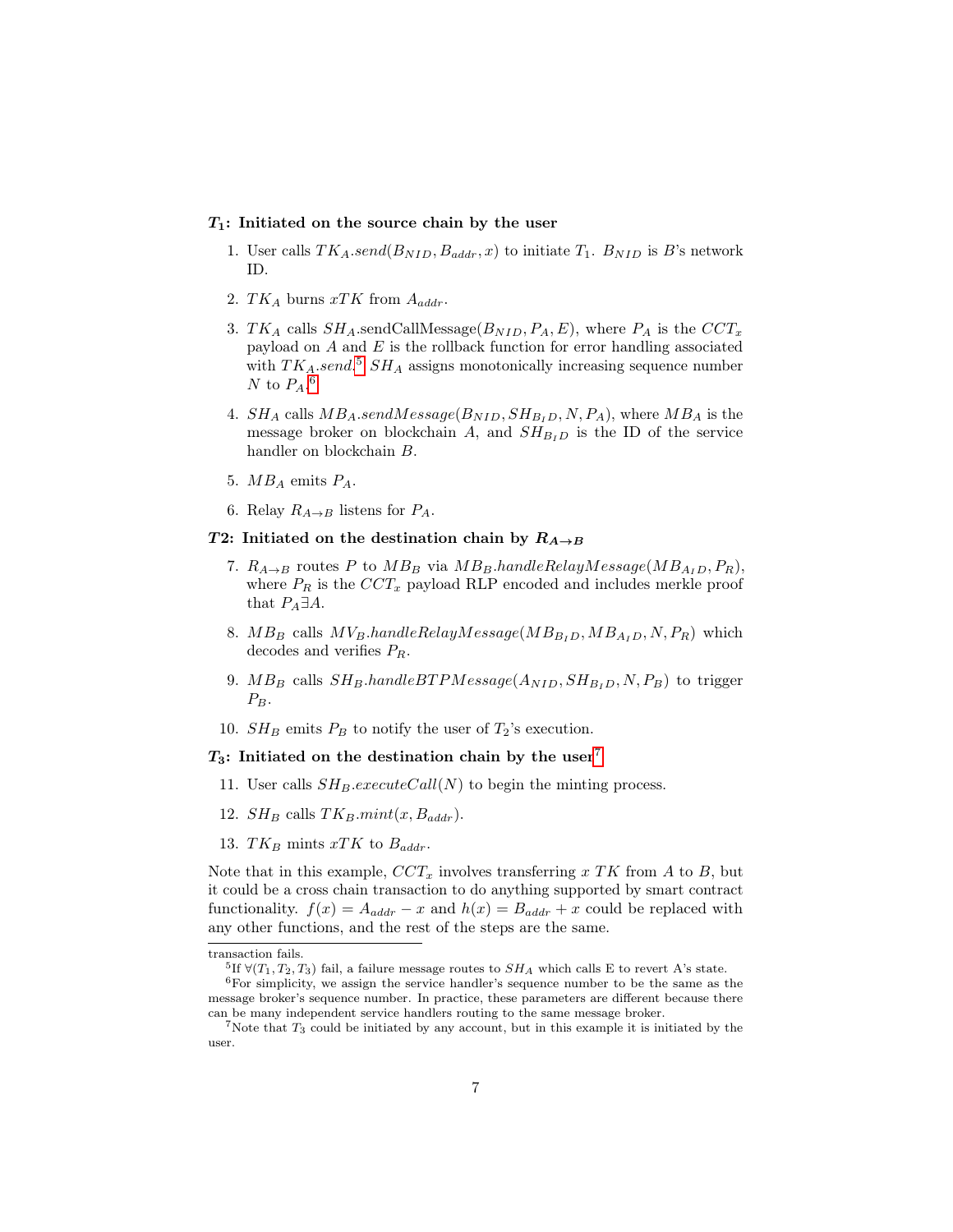**$T_1$: Initiated on the source chain by the user**

1. User calls $TK_A.send(B_{NID}, B_{addr}, x)$ to initiate $T_1$. $B_{NID}$ is $B$'s network ID.
2. $TK_A$ burns $xTK$ from $A_{addr}$.
3. $TK_A$ calls $SH_A$.sendCallMessage($B_{NID}, P_A, E$), where $P_A$ is the $CCT_x$ payload on $A$ and $E$ is the rollback function for error handling associated with $TK_A.send$.[5] $SH_A$ assigns monotonically increasing sequence number $N$ to $P_A$.[6]
4. $SH_A$ calls $MB_A.sendMessage(B_{NID}, SH_{B_ID}, N, P_A)$, where $MB_A$ is the message broker on blockchain $A$, and $SH_{B_ID}$ is the ID of the service handler on blockchain $B$.
5. $MB_A$ emits $P_A$.
6. Relay $R_{A\rightarrow B}$ listens for $P_A$.

**$T2$: Initiated on the destination chain by $R_{A\rightarrow B}$**

7. $R_{A\rightarrow B}$ routes $P$ to $MB_B$ via $MB_B.handleRelayMessage(MB_{A_ID}, P_R)$, where $P_R$ is the $CCT_x$ payload RLP encoded and includes merkle proof that $P_A \exists A$.
8. $MB_B$ calls $MV_B.handleRelayMessage(MB_{B_ID}, MB_{A_ID}, N, P_R)$ which decodes and verifies $P_R$.
9. $MB_B$ calls $SH_B.handleBTPMessage(A_{NID}, SH_{B_ID}, N, P_B)$ to trigger $P_B$.
10. $SH_B$ emits $P_B$ to notify the user of $T_2$'s execution.

**$T_3$: Initiated on the destination chain by the user**[7]

11. User calls $SH_B.executeCall(N)$ to begin the minting process.
12. $SH_B$ calls $TK_B.mint(x, B_{addr})$.
13. $TK_B$ mints $xTK$ to $B_{addr}$.

Note that in this example, $CCT_x$ involves transferring $x$ $TK$ from $A$ to $B$, but it could be a cross chain transaction to do anything supported by smart contract functionality. $f(x) = A_{addr} - x$ and $h(x) = B_{addr} + x$ could be replaced with any other functions, and the rest of the steps are the same.

---

transaction fails.

[5] If $\forall(T_1, T_2, T_3)$ fail, a failure message routes to $SH_A$ which calls E to revert A's state.

[6] For simplicity, we assign the service handler's sequence number to be the same as the message broker's sequence number. In practice, these parameters are different because there can be many independent service handlers routing to the same message broker.

[7] Note that $T_3$ could be initiated by any account, but in this example it is initiated by the user.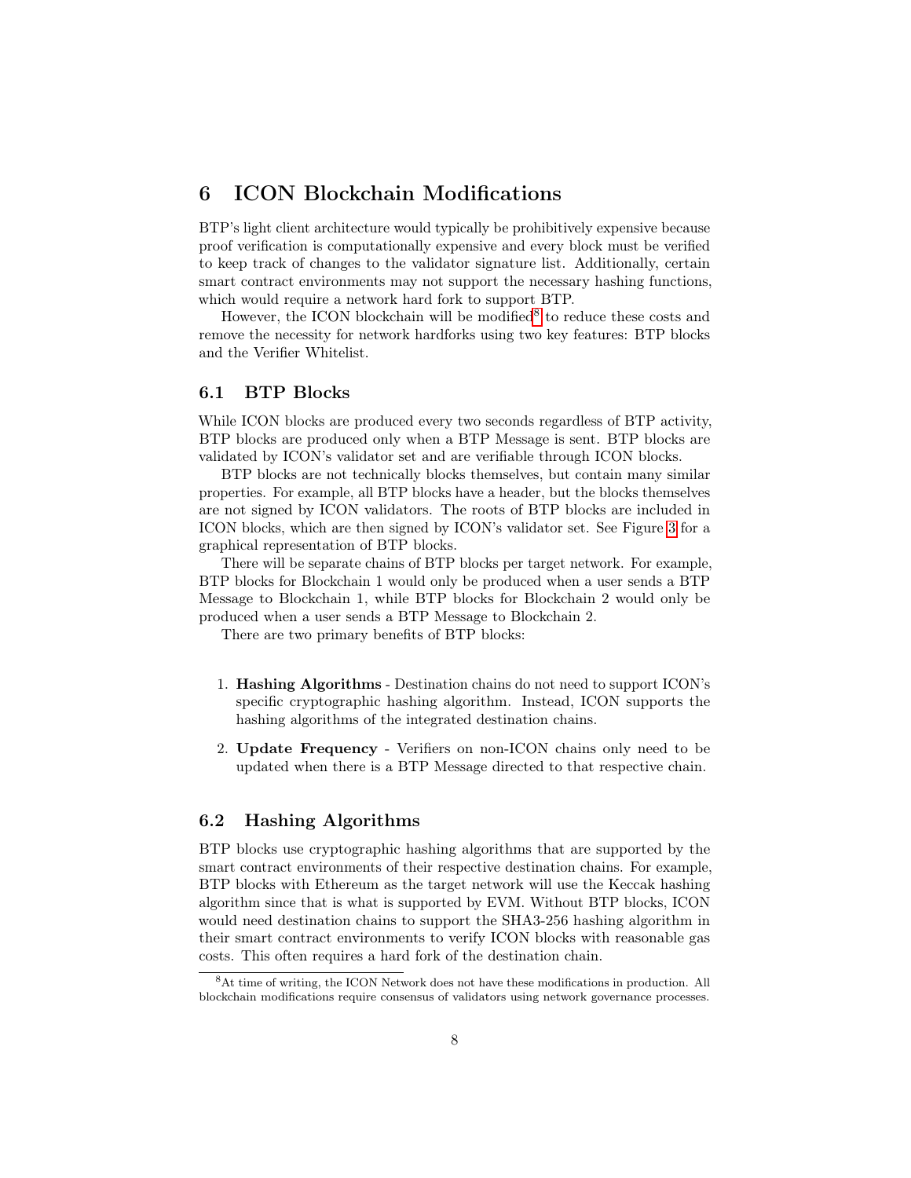# 6 ICON Blockchain Modifications

BTP's light client architecture would typically be prohibitively expensive because proof verification is computationally expensive and every block must be verified to keep track of changes to the validator signature list. Additionally, certain smart contract environments may not support the necessary hashing functions, which would require a network hard fork to support BTP.

However, the ICON blockchain will be modified[8] to reduce these costs and remove the necessity for network hardforks using two key features: BTP blocks and the Verifier Whitelist.

## 6.1 BTP Blocks

While ICON blocks are produced every two seconds regardless of BTP activity, BTP blocks are produced only when a BTP Message is sent. BTP blocks are validated by ICON's validator set and are verifiable through ICON blocks.

BTP blocks are not technically blocks themselves, but contain many similar properties. For example, all BTP blocks have a header, but the blocks themselves are not signed by ICON validators. The roots of BTP blocks are included in ICON blocks, which are then signed by ICON's validator set. See Figure 3 for a graphical representation of BTP blocks.

There will be separate chains of BTP blocks per target network. For example, BTP blocks for Blockchain 1 would only be produced when a user sends a BTP Message to Blockchain 1, while BTP blocks for Blockchain 2 would only be produced when a user sends a BTP Message to Blockchain 2.

There are two primary benefits of BTP blocks:

1. **Hashing Algorithms** - Destination chains do not need to support ICON's specific cryptographic hashing algorithm. Instead, ICON supports the hashing algorithms of the integrated destination chains.
2. **Update Frequency** - Verifiers on non-ICON chains only need to be updated when there is a BTP Message directed to that respective chain.

## 6.2 Hashing Algorithms

BTP blocks use cryptographic hashing algorithms that are supported by the smart contract environments of their respective destination chains. For example, BTP blocks with Ethereum as the target network will use the Keccak hashing algorithm since that is what is supported by EVM. Without BTP blocks, ICON would need destination chains to support the SHA3-256 hashing algorithm in their smart contract environments to verify ICON blocks with reasonable gas costs. This often requires a hard fork of the destination chain.

[8] At time of writing, the ICON Network does not have these modifications in production. All blockchain modifications require consensus of validators using network governance processes.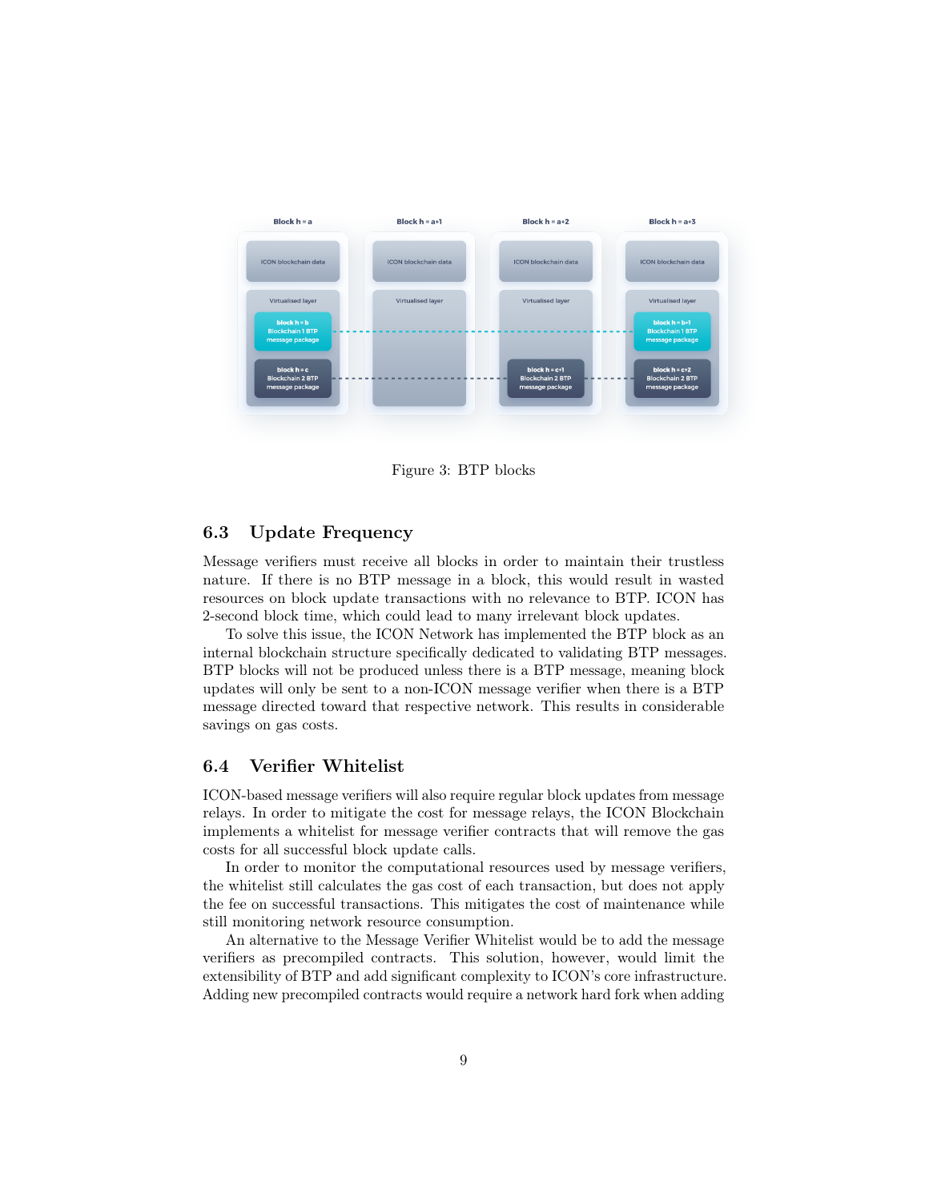Figure 3: BTP blocks

### 6.3 Update Frequency

Message verifiers must receive all blocks in order to maintain their trustless nature. If there is no BTP message in a block, this would result in wasted resources on block update transactions with no relevance to BTP. ICON has 2-second block time, which could lead to many irrelevant block updates.

To solve this issue, the ICON Network has implemented the BTP block as an internal blockchain structure specifically dedicated to validating BTP messages. BTP blocks will not be produced unless there is a BTP message, meaning block updates will only be sent to a non-ICON message verifier when there is a BTP message directed toward that respective network. This results in considerable savings on gas costs.

### 6.4 Verifier Whitelist

ICON-based message verifiers will also require regular block updates from message relays. In order to mitigate the cost for message relays, the ICON Blockchain implements a whitelist for message verifier contracts that will remove the gas costs for all successful block update calls.

In order to monitor the computational resources used by message verifiers, the whitelist still calculates the gas cost of each transaction, but does not apply the fee on successful transactions. This mitigates the cost of maintenance while still monitoring network resource consumption.

An alternative to the Message Verifier Whitelist would be to add the message verifiers as precompiled contracts. This solution, however, would limit the extensibility of BTP and add significant complexity to ICON's core infrastructure. Adding new precompiled contracts would require a network hard fork when adding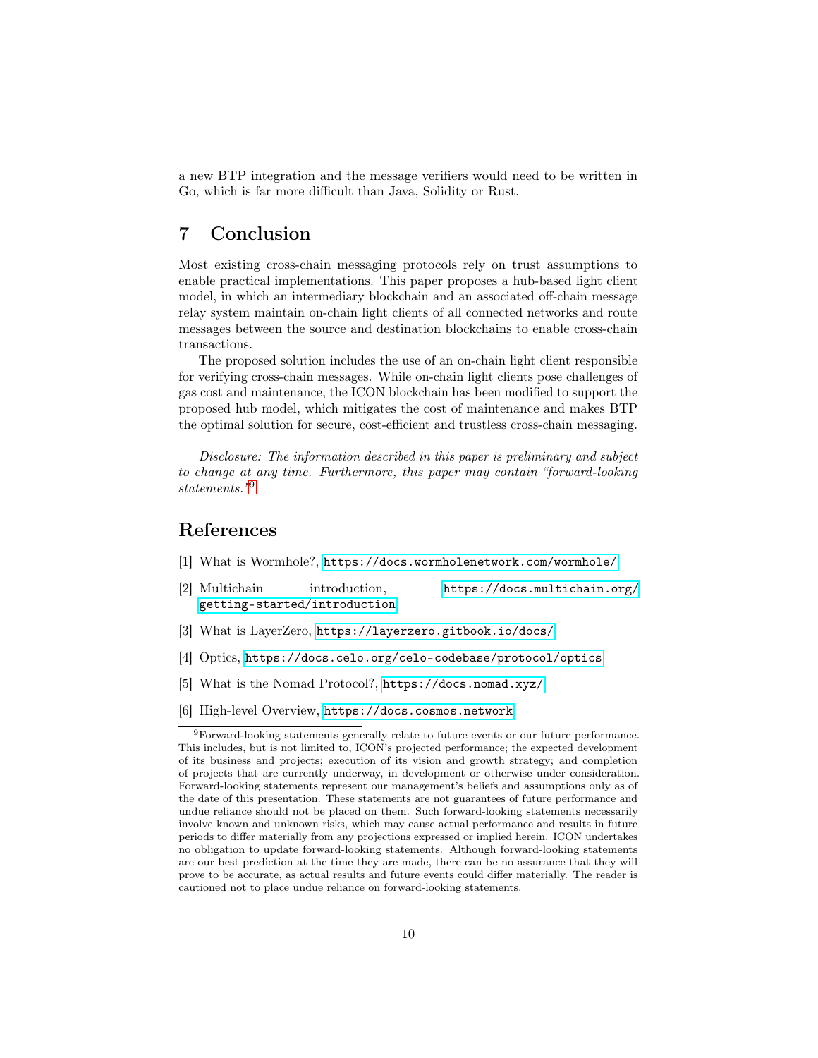a new BTP integration and the message verifiers would need to be written in Go, which is far more difficult than Java, Solidity or Rust.

# 7 Conclusion

Most existing cross-chain messaging protocols rely on trust assumptions to enable practical implementations. This paper proposes a hub-based light client model, in which an intermediary blockchain and an associated off-chain message relay system maintain on-chain light clients of all connected networks and route messages between the source and destination blockchains to enable cross-chain transactions.

The proposed solution includes the use of an on-chain light client responsible for verifying cross-chain messages. While on-chain light clients pose challenges of gas cost and maintenance, the ICON blockchain has been modified to support the proposed hub model, which mitigates the cost of maintenance and makes BTP the optimal solution for secure, cost-efficient and trustless cross-chain messaging.

*Disclosure: The information described in this paper is preliminary and subject to change at any time. Furthermore, this paper may contain "forward-looking statements."*[9]

# References

[1] What is Wormhole?, https://docs.wormholenetwork.com/wormhole/

[2] Multichain introduction, https://docs.multichain.org/getting-started/introduction

[3] What is LayerZero, https://layerzero.gitbook.io/docs/

[4] Optics, https://docs.celo.org/celo-codebase/protocol/optics

[5] What is the Nomad Protocol?, https://docs.nomad.xyz/

[6] High-level Overview, https://docs.cosmos.network

[9] Forward-looking statements generally relate to future events or our future performance. This includes, but is not limited to, ICON's projected performance; the expected development of its business and projects; execution of its vision and growth strategy; and completion of projects that are currently underway, in development or otherwise under consideration. Forward-looking statements represent our management's beliefs and assumptions only as of the date of this presentation. These statements are not guarantees of future performance and undue reliance should not be placed on them. Such forward-looking statements necessarily involve known and unknown risks, which may cause actual performance and results in future periods to differ materially from any projections expressed or implied herein. ICON undertakes no obligation to update forward-looking statements. Although forward-looking statements are our best prediction at the time they are made, there can be no assurance that they will prove to be accurate, as actual results and future events could differ materially. The reader is cautioned not to place undue reliance on forward-looking statements.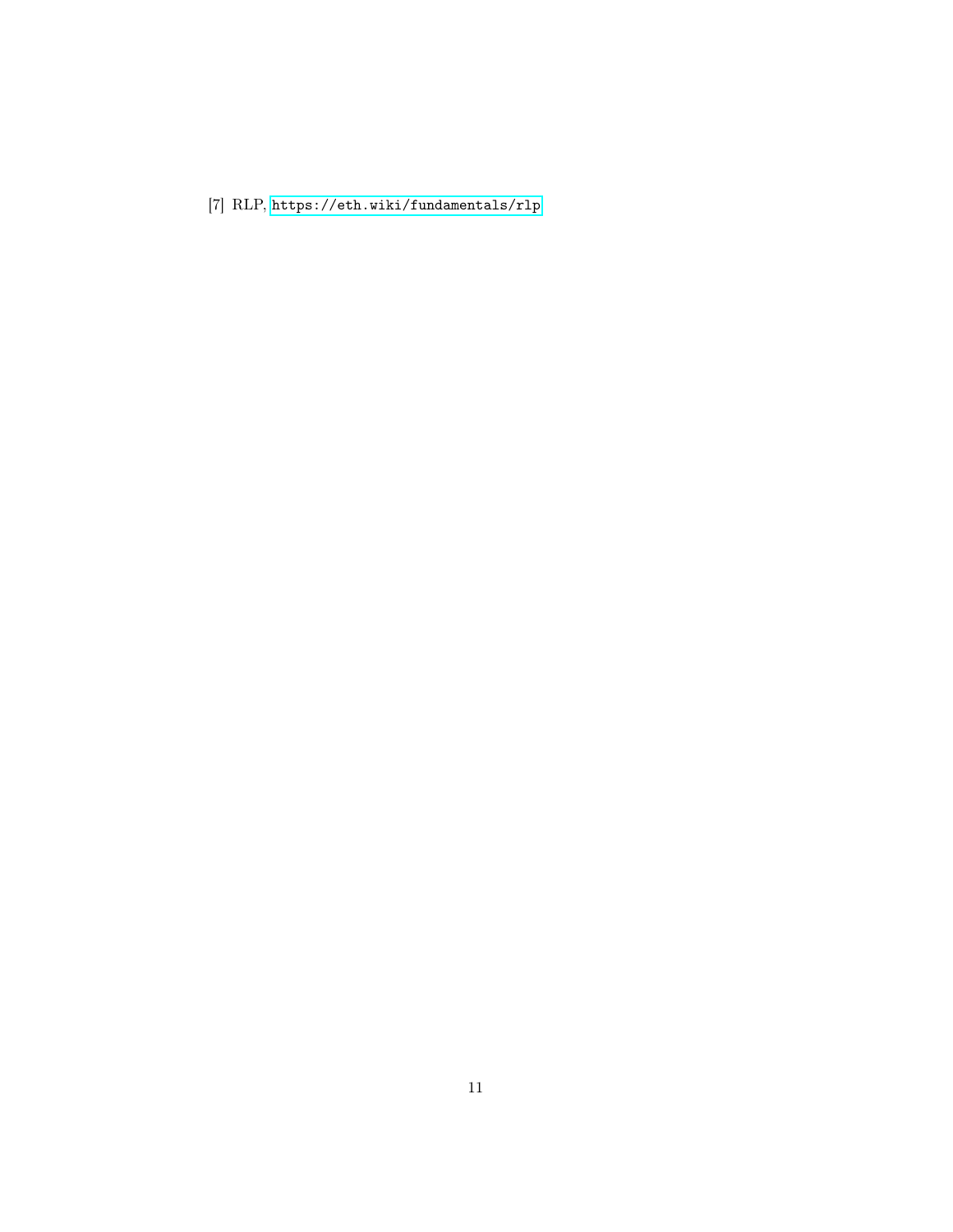[7] RLP, https://eth.wiki/fundamentals/rlp